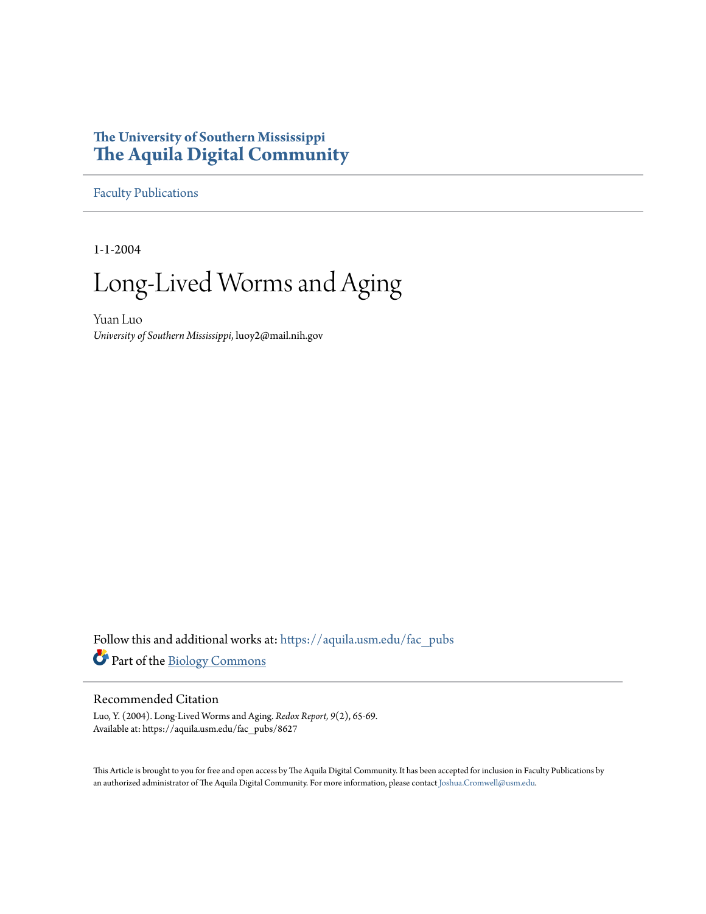The University of Southern Mississippi

# The Aquila Digital Community

Faculty Publications

1-1-2004

# Long-Lived Worms and Aging

Yuan Luo

*University of Southern Mississippi*, luoy2@mail.nih.gov

Follow this and additional works at: https://aquila.usm.edu/fac_pubs

Part of the Biology Commons

## Recommended Citation

Luo, Y. (2004). Long-Lived Worms and Aging. *Redox Report, 9*(2), 65-69.
Available at: https://aquila.usm.edu/fac_pubs/8627

This Article is brought to you for free and open access by The Aquila Digital Community. It has been accepted for inclusion in Faculty Publications by an authorized administrator of The Aquila Digital Community. For more information, please contact Joshua.Cromwell@usm.edu.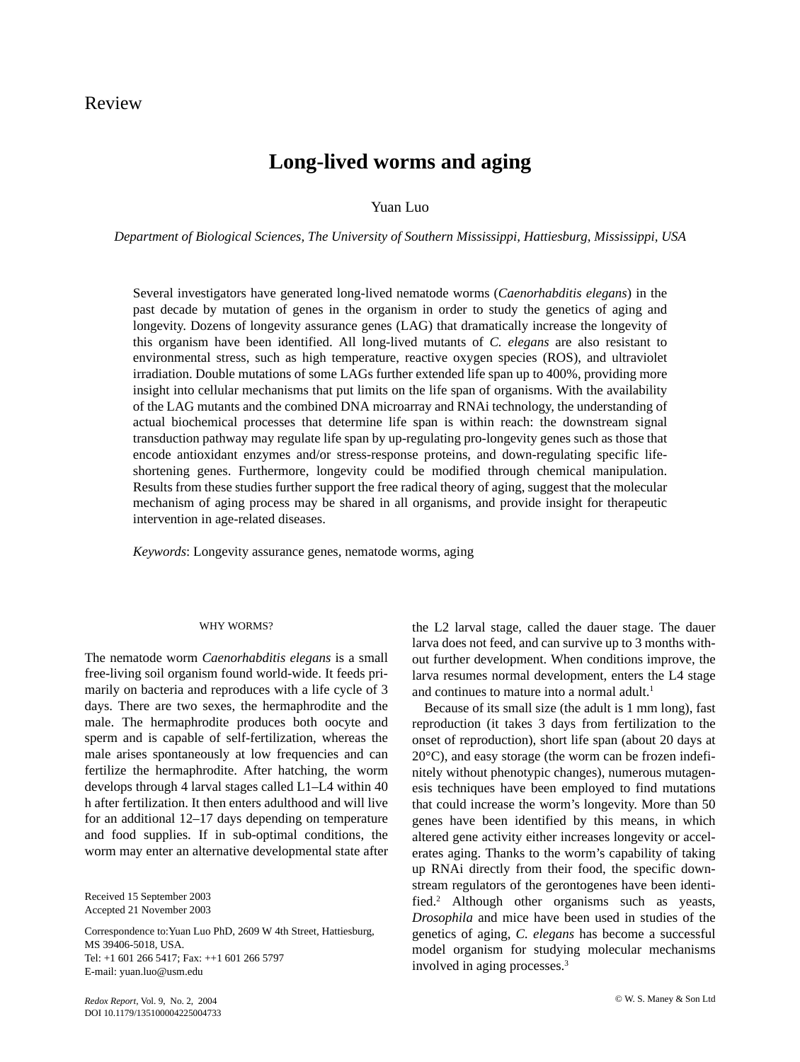Review

# Long-lived worms and aging

Yuan Luo

*Department of Biological Sciences, The University of Southern Mississippi, Hattiesburg, Mississippi, USA*

Several investigators have generated long-lived nematode worms (*Caenorhabditis elegans*) in the past decade by mutation of genes in the organism in order to study the genetics of aging and longevity. Dozens of longevity assurance genes (LAG) that dramatically increase the longevity of this organism have been identified. All long-lived mutants of *C. elegans* are also resistant to environmental stress, such as high temperature, reactive oxygen species (ROS), and ultraviolet irradiation. Double mutations of some LAGs further extended life span up to 400%, providing more insight into cellular mechanisms that put limits on the life span of organisms. With the availability of the LAG mutants and the combined DNA microarray and RNAi technology, the understanding of actual biochemical processes that determine life span is within reach: the downstream signal transduction pathway may regulate life span by up-regulating pro-longevity genes such as those that encode antioxidant enzymes and/or stress-response proteins, and down-regulating specific life-shortening genes. Furthermore, longevity could be modified through chemical manipulation. Results from these studies further support the free radical theory of aging, suggest that the molecular mechanism of aging process may be shared in all organisms, and provide insight for therapeutic intervention in age-related diseases.

*Keywords*: Longevity assurance genes, nematode worms, aging

## WHY WORMS?

The nematode worm *Caenorhabditis elegans* is a small free-living soil organism found world-wide. It feeds primarily on bacteria and reproduces with a life cycle of 3 days. There are two sexes, the hermaphrodite and the male. The hermaphrodite produces both oocyte and sperm and is capable of self-fertilization, whereas the male arises spontaneously at low frequencies and can fertilize the hermaphrodite. After hatching, the worm develops through 4 larval stages called L1–L4 within 40 h after fertilization. It then enters adulthood and will live for an additional 12–17 days depending on temperature and food supplies. If in sub-optimal conditions, the worm may enter an alternative developmental state after the L2 larval stage, called the dauer stage. The dauer larva does not feed, and can survive up to 3 months without further development. When conditions improve, the larva resumes normal development, enters the L4 stage and continues to mature into a normal adult.[1]

Because of its small size (the adult is 1 mm long), fast reproduction (it takes 3 days from fertilization to the onset of reproduction), short life span (about 20 days at 20°C), and easy storage (the worm can be frozen indefinitely without phenotypic changes), numerous mutagenesis techniques have been employed to find mutations that could increase the worm's longevity. More than 50 genes have been identified by this means, in which altered gene activity either increases longevity or accelerates aging. Thanks to the worm's capability of taking up RNAi directly from their food, the specific downstream regulators of the gerontogenes have been identified.[2] Although other organisms such as yeasts, *Drosophila* and mice have been used in studies of the genetics of aging, *C. elegans* has become a successful model organism for studying molecular mechanisms involved in aging processes.[3]

Received 15 September 2003
Accepted 21 November 2003

Correspondence to: Yuan Luo PhD, 2609 W 4th Street, Hattiesburg, MS 39406-5018, USA.
Tel: +1 601 266 5417; Fax: ++1 601 266 5797
E-mail: yuan.luo@usm.edu

DOI 10.1179/135100004225004733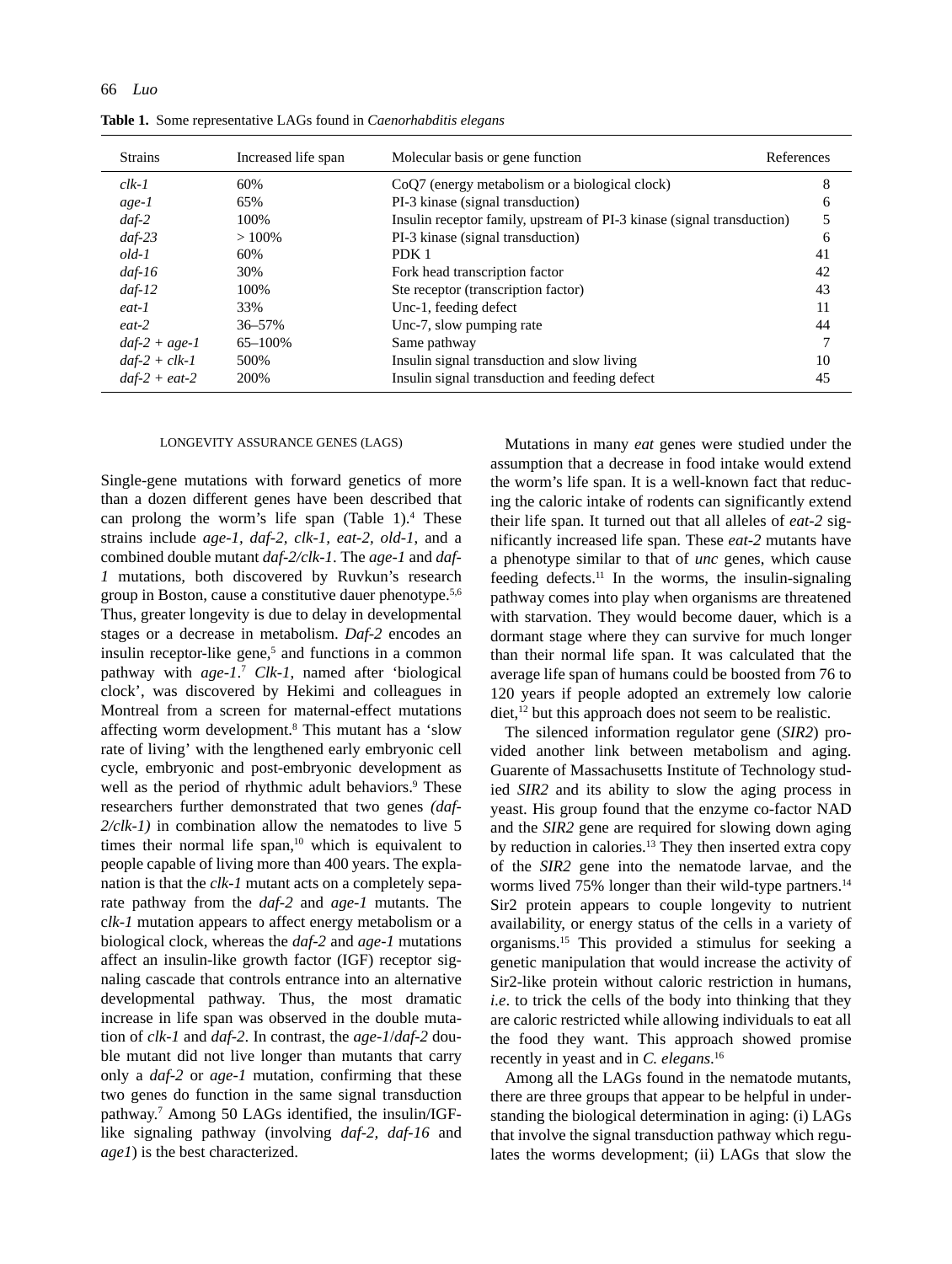**Table 1.** Some representative LAGs found in *Caenorhabditis elegans*

| Strains | Increased life span | Molecular basis or gene function | References |
|---|---|---|---|
| *clk-1* | 60% | CoQ7 (energy metabolism or a biological clock) | 8 |
| *age-1* | 65% | PI-3 kinase (signal transduction) | 6 |
| *daf-2* | 100% | Insulin receptor family, upstream of PI-3 kinase (signal transduction) | 5 |
| *daf-23* | > 100% | PI-3 kinase (signal transduction) | 6 |
| *old-1* | 60% | PDK 1 | 41 |
| *daf-16* | 30% | Fork head transcription factor | 42 |
| *daf-12* | 100% | Ste receptor (transcription factor) | 43 |
| *eat-1* | 33% | Unc-1, feeding defect | 11 |
| *eat-2* | 36–57% | Unc-7, slow pumping rate | 44 |
| *daf-2 + age-1* | 65–100% | Same pathway | 7 |
| *daf-2 + clk-1* | 500% | Insulin signal transduction and slow living | 10 |
| *daf-2 + eat-2* | 200% | Insulin signal transduction and feeding defect | 45 |

## LONGEVITY ASSURANCE GENES (LAGS)

Single-gene mutations with forward genetics of more than a dozen different genes have been described that can prolong the worm's life span (Table 1).[4] These strains include *age-1*, *daf-2*, *clk-1*, *eat-2*, *old-1*, and a combined double mutant *daf-2/clk-1*. The *age-1* and *daf-1* mutations, both discovered by Ruvkun's research group in Boston, cause a constitutive dauer phenotype.[5,6] Thus, greater longevity is due to delay in developmental stages or a decrease in metabolism. *Daf-2* encodes an insulin receptor-like gene,[5] and functions in a common pathway with *age-1*.[7] *Clk-1*, named after 'biological clock', was discovered by Hekimi and colleagues in Montreal from a screen for maternal-effect mutations affecting worm development.[8] This mutant has a 'slow rate of living' with the lengthened early embryonic cell cycle, embryonic and post-embryonic development as well as the period of rhythmic adult behaviors.[9] These researchers further demonstrated that two genes *(daf-2/clk-1)* in combination allow the nematodes to live 5 times their normal life span,[10] which is equivalent to people capable of living more than 400 years. The explanation is that the *clk-1* mutant acts on a completely separate pathway from the *daf-2* and *age-1* mutants. The c*lk-1* mutation appears to affect energy metabolism or a biological clock, whereas the *daf-2* and *age-1* mutations affect an insulin-like growth factor (IGF) receptor signaling cascade that controls entrance into an alternative developmental pathway. Thus, the most dramatic increase in life span was observed in the double mutation of *clk-1* and *daf-2*. In contrast, the *age-1*/*daf-2* double mutant did not live longer than mutants that carry only a *daf-2* or *age-1* mutation, confirming that these two genes do function in the same signal transduction pathway.[7] Among 50 LAGs identified, the insulin/IGF-like signaling pathway (involving *daf-2*, *daf-16* and *age1*) is the best characterized.

Mutations in many *eat* genes were studied under the assumption that a decrease in food intake would extend the worm's life span. It is a well-known fact that reducing the caloric intake of rodents can significantly extend their life span. It turned out that all alleles of *eat-2* significantly increased life span. These *eat-2* mutants have a phenotype similar to that of *unc* genes, which cause feeding defects.[11] In the worms, the insulin-signaling pathway comes into play when organisms are threatened with starvation. They would become dauer, which is a dormant stage where they can survive for much longer than their normal life span. It was calculated that the average life span of humans could be boosted from 76 to 120 years if people adopted an extremely low calorie diet,[12] but this approach does not seem to be realistic.

The silenced information regulator gene (*SIR2*) provided another link between metabolism and aging. Guarente of Massachusetts Institute of Technology studied *SIR2* and its ability to slow the aging process in yeast. His group found that the enzyme co-factor NAD and the *SIR2* gene are required for slowing down aging by reduction in calories.[13] They then inserted extra copy of the *SIR2* gene into the nematode larvae, and the worms lived 75% longer than their wild-type partners.[14] Sir2 protein appears to couple longevity to nutrient availability, or energy status of the cells in a variety of organisms.[15] This provided a stimulus for seeking a genetic manipulation that would increase the activity of Sir2-like protein without caloric restriction in humans, *i.e*. to trick the cells of the body into thinking that they are caloric restricted while allowing individuals to eat all the food they want. This approach showed promise recently in yeast and in *C. elegans*.[16]

Among all the LAGs found in the nematode mutants, there are three groups that appear to be helpful in understanding the biological determination in aging: (i) LAGs that involve the signal transduction pathway which regulates the worms development; (ii) LAGs that slow the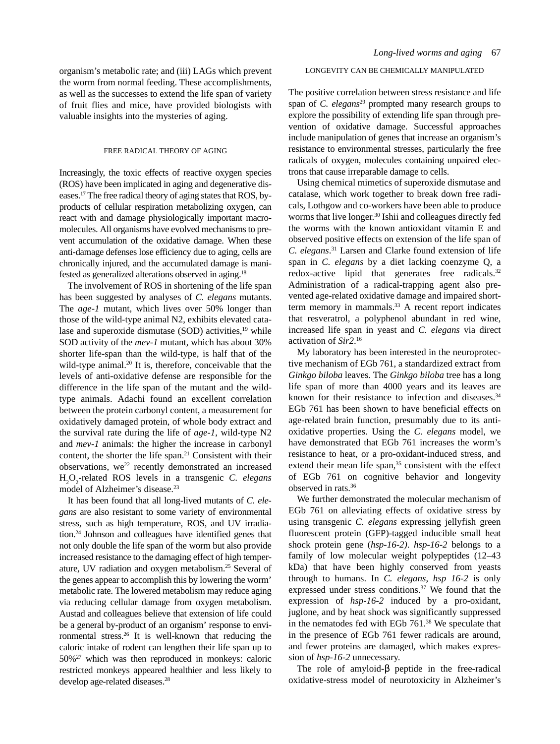organism's metabolic rate; and (iii) LAGs which prevent the worm from normal feeding. These accomplishments, as well as the successes to extend the life span of variety of fruit flies and mice, have provided biologists with valuable insights into the mysteries of aging.

## FREE RADICAL THEORY OF AGING

Increasingly, the toxic effects of reactive oxygen species (ROS) have been implicated in aging and degenerative diseases.[17] The free radical theory of aging states that ROS, by-products of cellular respiration metabolizing oxygen, can react with and damage physiologically important macromolecules. All organisms have evolved mechanisms to prevent accumulation of the oxidative damage. When these anti-damage defenses lose efficiency due to aging, cells are chronically injured, and the accumulated damage is manifested as generalized alterations observed in aging.[18]

The involvement of ROS in shortening of the life span has been suggested by analyses of *C. elegans* mutants. The *age-1* mutant, which lives over 50% longer than those of the wild-type animal N2, exhibits elevated catalase and superoxide dismutase (SOD) activities,[19] while SOD activity of the *mev-1* mutant, which has about 30% shorter life-span than the wild-type, is half that of the wild-type animal.[20] It is, therefore, conceivable that the levels of anti-oxidative defense are responsible for the difference in the life span of the mutant and the wild-type animals. Adachi found an excellent correlation between the protein carbonyl content, a measurement for oxidatively damaged protein, of whole body extract and the survival rate during the life of *age-1*, wild-type N2 and *mev-1* animals: the higher the increase in carbonyl content, the shorter the life span.[21] Consistent with their observations, we[22] recently demonstrated an increased $H_2O_2$-related ROS levels in a transgenic *C. elegans* model of Alzheimer's disease.[23]

It has been found that all long-lived mutants of *C. elegans* are also resistant to some variety of environmental stress, such as high temperature, ROS, and UV irradiation.[24] Johnson and colleagues have identified genes that not only double the life span of the worm but also provide increased resistance to the damaging effect of high temperature, UV radiation and oxygen metabolism.[25] Several of the genes appear to accomplish this by lowering the worm' metabolic rate. The lowered metabolism may reduce aging via reducing cellular damage from oxygen metabolism. Austad and colleagues believe that extension of life could be a general by-product of an organism' response to environmental stress.[26] It is well-known that reducing the caloric intake of rodent can lengthen their life span up to 50%[27] which was then reproduced in monkeys: caloric restricted monkeys appeared healthier and less likely to develop age-related diseases.[28]

## LONGEVITY CAN BE CHEMICALLY MANIPULATED

The positive correlation between stress resistance and life span of *C. elegans*[29] prompted many research groups to explore the possibility of extending life span through prevention of oxidative damage. Successful approaches include manipulation of genes that increase an organism's resistance to environmental stresses, particularly the free radicals of oxygen, molecules containing unpaired electrons that cause irreparable damage to cells.

Using chemical mimetics of superoxide dismutase and catalase, which work together to break down free radicals, Lothgow and co-workers have been able to produce worms that live longer.[30] Ishii and colleagues directly fed the worms with the known antioxidant vitamin E and observed positive effects on extension of the life span of *C. elegans*.[31] Larsen and Clarke found extension of life span in *C. elegans* by a diet lacking coenzyme Q, a redox-active lipid that generates free radicals.[32] Administration of a radical-trapping agent also prevented age-related oxidative damage and impaired short-term memory in mammals.[33] A recent report indicates that resveratrol, a polyphenol abundant in red wine, increased life span in yeast and *C. elegans* via direct activation of *Sir2*.[16]

My laboratory has been interested in the neuroprotective mechanism of EGb 761, a standardized extract from *Ginkgo biloba* leaves. The *Ginkgo biloba* tree has a long life span of more than 4000 years and its leaves are known for their resistance to infection and diseases.[34] EGb 761 has been shown to have beneficial effects on age-related brain function, presumably due to its anti-oxidative properties. Using the *C. elegans* model, we have demonstrated that EGb 761 increases the worm's resistance to heat, or a pro-oxidant-induced stress, and extend their mean life span,[35] consistent with the effect of EGb 761 on cognitive behavior and longevity observed in rats.[36]

We further demonstrated the molecular mechanism of EGb 761 on alleviating effects of oxidative stress by using transgenic *C. elegans* expressing jellyfish green fluorescent protein (GFP)-tagged inducible small heat shock protein gene (*hsp-16-2*). *hsp-16-2* belongs to a family of low molecular weight polypeptides (12–43 kDa) that have been highly conserved from yeasts through to humans. In *C. elegans*, *hsp 16-2* is only expressed under stress conditions.[37] We found that the expression of *hsp-16-2* induced by a pro-oxidant, juglone, and by heat shock was significantly suppressed in the nematodes fed with EGb 761.[38] We speculate that in the presence of EGb 761 fewer radicals are around, and fewer proteins are damaged, which makes expression of *hsp-16-2* unnecessary.

The role of amyloid-β peptide in the free-radical oxidative-stress model of neurotoxicity in Alzheimer's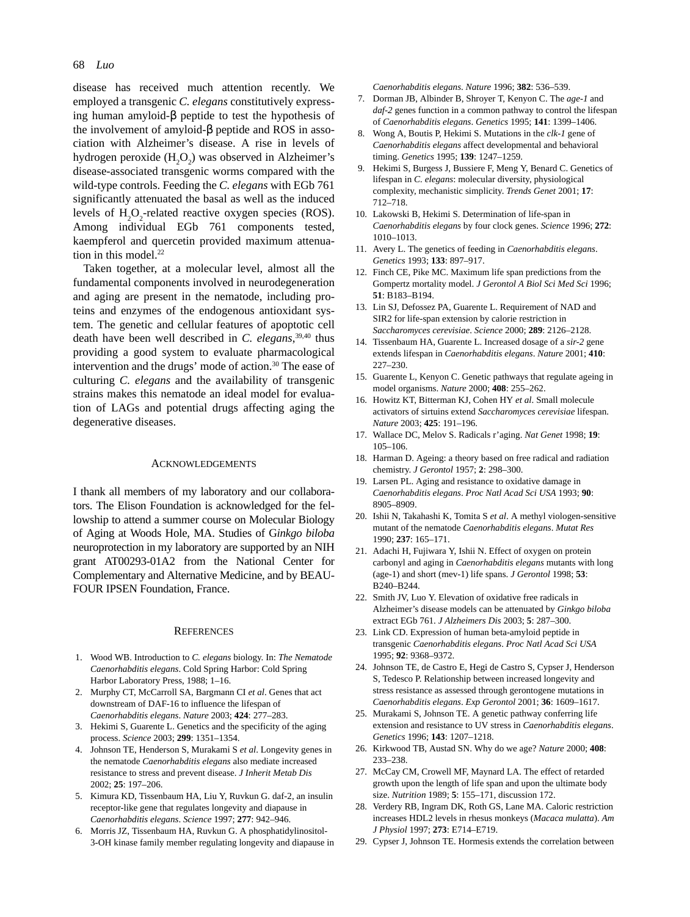disease has received much attention recently. We employed a transgenic *C. elegans* constitutively expressing human amyloid-β peptide to test the hypothesis of the involvement of amyloid-β peptide and ROS in association with Alzheimer's disease. A rise in levels of hydrogen peroxide ($H_2O_2$) was observed in Alzheimer's disease-associated transgenic worms compared with the wild-type controls. Feeding the *C. elegans* with EGb 761 significantly attenuated the basal as well as the induced levels of $H_2O_2$-related reactive oxygen species (ROS). Among individual EGb 761 components tested, kaempferol and quercetin provided maximum attenuation in this model.[22]

Taken together, at a molecular level, almost all the fundamental components involved in neurodegeneration and aging are present in the nematode, including proteins and enzymes of the endogenous antioxidant system. The genetic and cellular features of apoptotic cell death have been well described in *C. elegans*,[39,40] thus providing a good system to evaluate pharmacological intervention and the drugs' mode of action.[30] The ease of culturing *C. elegans* and the availability of transgenic strains makes this nematode an ideal model for evaluation of LAGs and potential drugs affecting aging the degenerative diseases.

## Acknowledgements

I thank all members of my laboratory and our collaborators. The Elison Foundation is acknowledged for the fellowship to attend a summer course on Molecular Biology of Aging at Woods Hole, MA. Studies of G*inkgo biloba* neuroprotection in my laboratory are supported by an NIH grant AT00293-01A2 from the National Center for Complementary and Alternative Medicine, and by BEAUFOUR IPSEN Foundation, France.

## References

1. Wood WB. Introduction to *C. elegans* biology. In: *The Nematode Caenorhabditis elegans*. Cold Spring Harbor: Cold Spring Harbor Laboratory Press, 1988; 1–16.
2. Murphy CT, McCarroll SA, Bargmann CI *et al*. Genes that act downstream of DAF-16 to influence the lifespan of *Caenorhabditis elegans*. *Nature* 2003; **424**: 277–283.
3. Hekimi S, Guarente L. Genetics and the specificity of the aging process. *Science* 2003; **299**: 1351–1354.
4. Johnson TE, Henderson S, Murakami S *et al*. Longevity genes in the nematode *Caenorhabditis elegans* also mediate increased resistance to stress and prevent disease. *J Inherit Metab Dis* 2002; **25**: 197–206.
5. Kimura KD, Tissenbaum HA, Liu Y, Ruvkun G. daf-2, an insulin receptor-like gene that regulates longevity and diapause in *Caenorhabditis elegans*. *Science* 1997; **277**: 942–946.
6. Morris JZ, Tissenbaum HA, Ruvkun G. A phosphatidylinositol-3-OH kinase family member regulating longevity and diapause in *Caenorhabditis elegans*. *Nature* 1996; **382**: 536–539.
7. Dorman JB, Albinder B, Shroyer T, Kenyon C. The *age-1* and *daf-2* genes function in a common pathway to control the lifespan of *Caenorhabditis elegans*. *Genetics* 1995; **141**: 1399–1406.
8. Wong A, Boutis P, Hekimi S. Mutations in the *clk-1* gene of *Caenorhabditis elegans* affect developmental and behavioral timing. *Genetics* 1995; **139**: 1247–1259.
9. Hekimi S, Burgess J, Bussiere F, Meng Y, Benard C. Genetics of lifespan in *C. elegans*: molecular diversity, physiological complexity, mechanistic simplicity. *Trends Genet* 2001; **17**: 712–718.
10. Lakowski B, Hekimi S. Determination of life-span in *Caenorhabditis elegans* by four clock genes. *Science* 1996; **272**: 1010–1013.
11. Avery L. The genetics of feeding in *Caenorhabditis elegans*. *Genetics* 1993; **133**: 897–917.
12. Finch CE, Pike MC. Maximum life span predictions from the Gompertz mortality model. *J Gerontol A Biol Sci Med Sci* 1996; **51**: B183–B194.
13. Lin SJ, Defossez PA, Guarente L. Requirement of NAD and SIR2 for life-span extension by calorie restriction in *Saccharomyces cerevisiae*. *Science* 2000; **289**: 2126–2128.
14. Tissenbaum HA, Guarente L. Increased dosage of a *sir-2* gene extends lifespan in *Caenorhabditis elegans*. *Nature* 2001; **410**: 227–230.
15. Guarente L, Kenyon C. Genetic pathways that regulate ageing in model organisms. *Nature* 2000; **408**: 255–262.
16. Howitz KT, Bitterman KJ, Cohen HY *et al*. Small molecule activators of sirtuins extend *Saccharomyces cerevisiae* lifespan. *Nature* 2003; **425**: 191–196.
17. Wallace DC, Melov S. Radicals r'aging. *Nat Genet* 1998; **19**: 105–106.
18. Harman D. Ageing: a theory based on free radical and radiation chemistry. *J Gerontol* 1957; **2**: 298–300.
19. Larsen PL. Aging and resistance to oxidative damage in *Caenorhabditis elegans*. *Proc Natl Acad Sci USA* 1993; **90**: 8905–8909.
20. Ishii N, Takahashi K, Tomita S *et al*. A methyl viologen-sensitive mutant of the nematode *Caenorhabditis elegans*. *Mutat Res* 1990; **237**: 165–171.
21. Adachi H, Fujiwara Y, Ishii N. Effect of oxygen on protein carbonyl and aging in *Caenorhabditis elegans* mutants with long (age-1) and short (mev-1) life spans. *J Gerontol* 1998; **53**: B240–B244.
22. Smith JV, Luo Y. Elevation of oxidative free radicals in Alzheimer's disease models can be attenuated by *Ginkgo biloba* extract EGb 761. *J Alzheimers Dis* 2003; **5**: 287–300.
23. Link CD. Expression of human beta-amyloid peptide in transgenic *Caenorhabditis elegans*. *Proc Natl Acad Sci USA* 1995; **92**: 9368–9372.
24. Johnson TE, de Castro E, Hegi de Castro S, Cypser J, Henderson S, Tedesco P. Relationship between increased longevity and stress resistance as assessed through gerontogene mutations in *Caenorhabditis elegans*. *Exp Gerontol* 2001; **36**: 1609–1617.
25. Murakami S, Johnson TE. A genetic pathway conferring life extension and resistance to UV stress in *Caenorhabditis elegans*. *Genetics* 1996; **143**: 1207–1218.
26. Kirkwood TB, Austad SN. Why do we age? *Nature* 2000; **408**: 233–238.
27. McCay CM, Crowell MF, Maynard LA. The effect of retarded growth upon the length of life span and upon the ultimate body size. *Nutrition* 1989; **5**: 155–171, discussion 172.
28. Verdery RB, Ingram DK, Roth GS, Lane MA. Caloric restriction increases HDL2 levels in rhesus monkeys (*Macaca mulatta*). *Am J Physiol* 1997; **273**: E714–E719.
29. Cypser J, Johnson TE. Hormesis extends the correlation between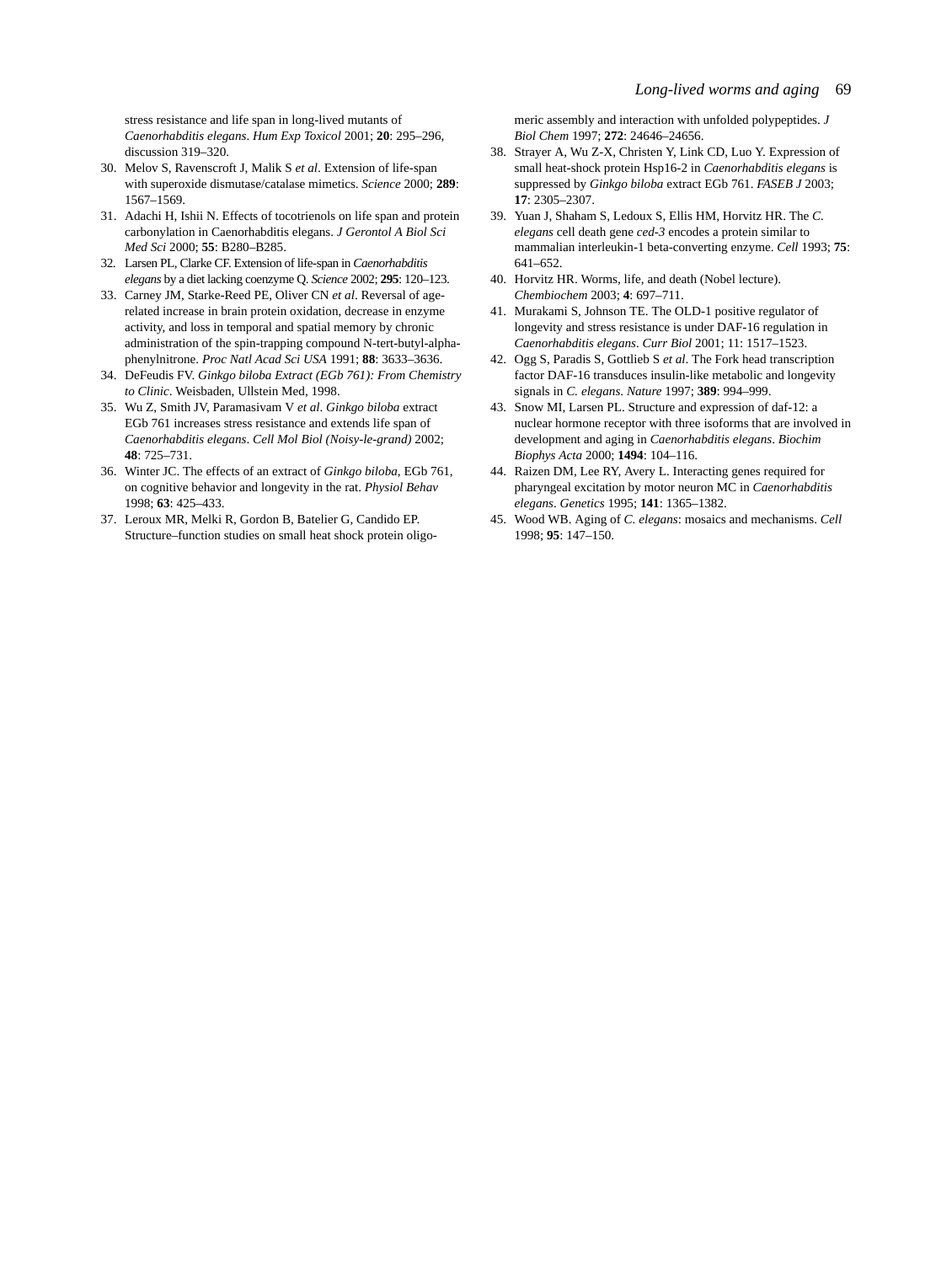stress resistance and life span in long-lived mutants of *Caenorhabditis elegans*. *Hum Exp Toxicol* 2001; **20**: 295–296, discussion 319–320.

30. Melov S, Ravenscroft J, Malik S *et al*. Extension of life-span with superoxide dismutase/catalase mimetics. *Science* 2000; **289**: 1567–1569.
31. Adachi H, Ishii N. Effects of tocotrienols on life span and protein carbonylation in Caenorhabditis elegans. *J Gerontol A Biol Sci Med Sci* 2000; **55**: B280–B285.
32. Larsen PL, Clarke CF. Extension of life-span in *Caenorhabditis elegans* by a diet lacking coenzyme Q. *Science* 2002; **295**: 120–123.
33. Carney JM, Starke-Reed PE, Oliver CN *et al*. Reversal of age-related increase in brain protein oxidation, decrease in enzyme activity, and loss in temporal and spatial memory by chronic administration of the spin-trapping compound N-tert-butyl-alpha-phenylnitrone. *Proc Natl Acad Sci USA* 1991; **88**: 3633–3636.
34. DeFeudis FV. *Ginkgo biloba Extract (EGb 761): From Chemistry to Clinic*. Weisbaden, Ullstein Med, 1998.
35. Wu Z, Smith JV, Paramasivam V *et al*. *Ginkgo biloba* extract EGb 761 increases stress resistance and extends life span of *Caenorhabditis elegans*. *Cell Mol Biol (Noisy-le-grand)* 2002; **48**: 725–731.
36. Winter JC. The effects of an extract of *Ginkgo biloba*, EGb 761, on cognitive behavior and longevity in the rat. *Physiol Behav* 1998; **63**: 425–433.
37. Leroux MR, Melki R, Gordon B, Batelier G, Candido EP. Structure–function studies on small heat shock protein oligomeric assembly and interaction with unfolded polypeptides. *J Biol Chem* 1997; **272**: 24646–24656.
38. Strayer A, Wu Z-X, Christen Y, Link CD, Luo Y. Expression of small heat-shock protein Hsp16-2 in *Caenorhabditis elegans* is suppressed by *Ginkgo biloba* extract EGb 761. *FASEB J* 2003; **17**: 2305–2307.
39. Yuan J, Shaham S, Ledoux S, Ellis HM, Horvitz HR. The *C. elegans* cell death gene *ced-3* encodes a protein similar to mammalian interleukin-1 beta-converting enzyme. *Cell* 1993; **75**: 641–652.
40. Horvitz HR. Worms, life, and death (Nobel lecture). *Chembiochem* 2003; **4**: 697–711.
41. Murakami S, Johnson TE. The OLD-1 positive regulator of longevity and stress resistance is under DAF-16 regulation in *Caenorhabditis elegans*. *Curr Biol* 2001; 11: 1517–1523.
42. Ogg S, Paradis S, Gottlieb S *et al*. The Fork head transcription factor DAF-16 transduces insulin-like metabolic and longevity signals in *C. elegans*. *Nature* 1997; **389**: 994–999.
43. Snow MI, Larsen PL. Structure and expression of daf-12: a nuclear hormone receptor with three isoforms that are involved in development and aging in *Caenorhabditis elegans*. *Biochim Biophys Acta* 2000; **1494**: 104–116.
44. Raizen DM, Lee RY, Avery L. Interacting genes required for pharyngeal excitation by motor neuron MC in *Caenorhabditis elegans*. *Genetics* 1995; **141**: 1365–1382.
45. Wood WB. Aging of *C. elegans*: mosaics and mechanisms. *Cell* 1998; **95**: 147–150.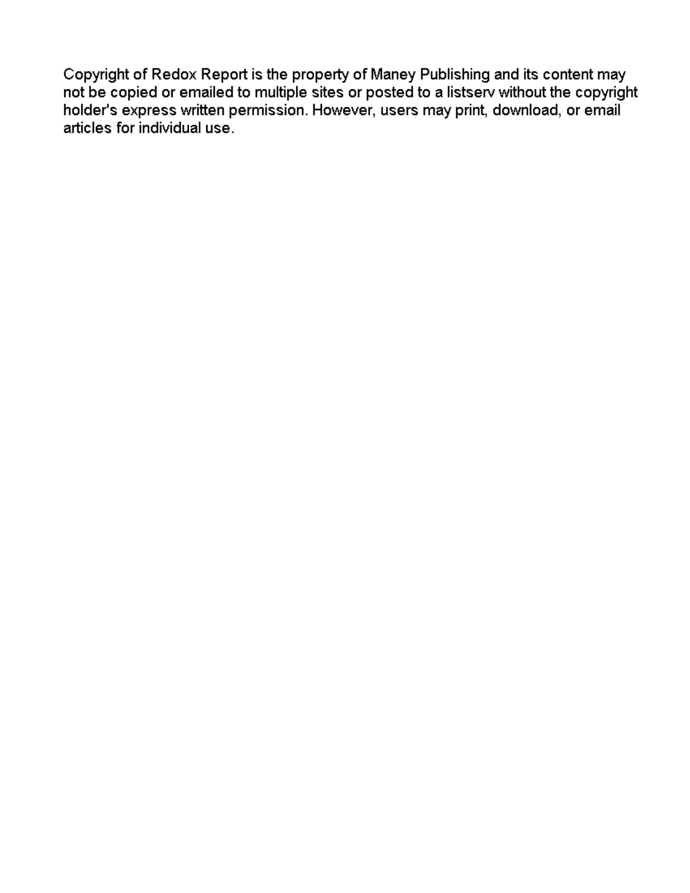Copyright of Redox Report is the property of Maney Publishing and its content may not be copied or emailed to multiple sites or posted to a listserv without the copyright holder's express written permission. However, users may print, download, or email articles for individual use.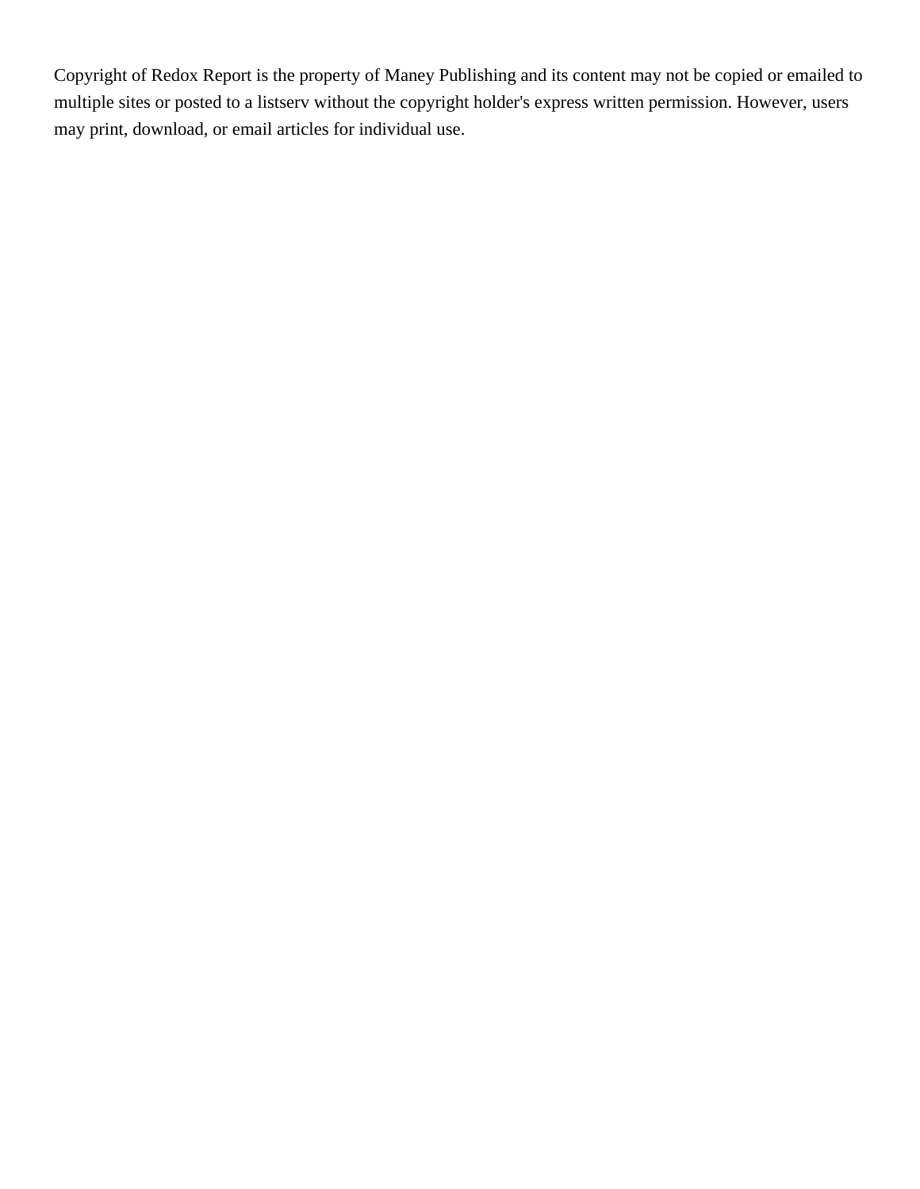Copyright of Redox Report is the property of Maney Publishing and its content may not be copied or emailed to multiple sites or posted to a listserv without the copyright holder's express written permission. However, users may print, download, or email articles for individual use.